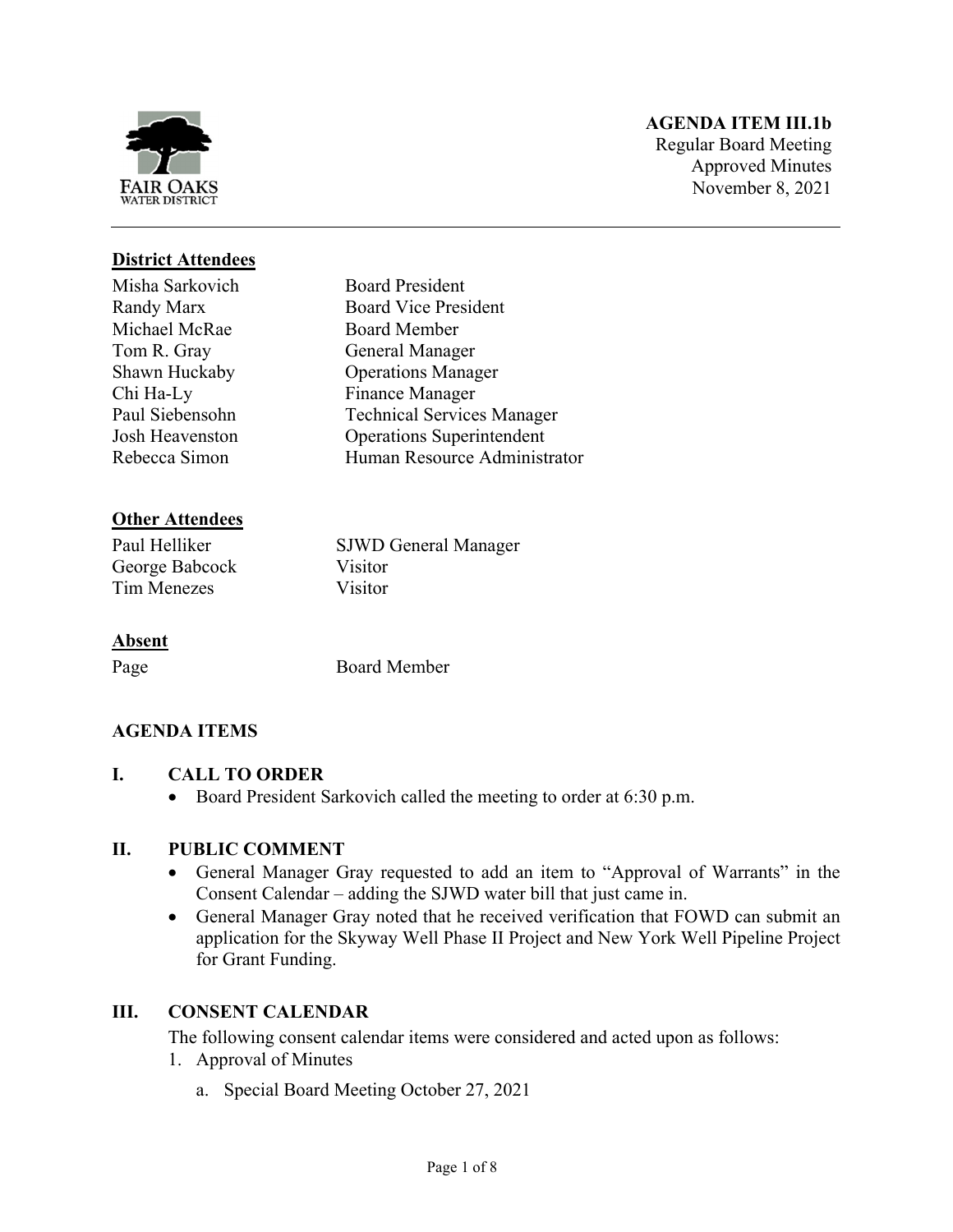**AGENDA ITEM III.1b**
Regular Board Meeting
Approved Minutes
November 8, 2021

**District Attendees**

| | |
|---|---|
| Misha Sarkovich | Board President |
| Randy Marx | Board Vice President |
| Michael McRae | Board Member |
| Tom R. Gray | General Manager |
| Shawn Huckaby | Operations Manager |
| Chi Ha-Ly | Finance Manager |
| Paul Siebensohn | Technical Services Manager |
| Josh Heavenston | Operations Superintendent |
| Rebecca Simon | Human Resource Administrator |

**Other Attendees**

| | |
|---|---|
| Paul Helliker | SJWD General Manager |
| George Babcock | Visitor |
| Tim Menezes | Visitor |

**Absent**

| | |
|---|---|
| Page | Board Member |

## AGENDA ITEMS

### I. CALL TO ORDER

- Board President Sarkovich called the meeting to order at 6:30 p.m.

### II. PUBLIC COMMENT

- General Manager Gray requested to add an item to "Approval of Warrants" in the Consent Calendar – adding the SJWD water bill that just came in.
- General Manager Gray noted that he received verification that FOWD can submit an application for the Skyway Well Phase II Project and New York Well Pipeline Project for Grant Funding.

### III. CONSENT CALENDAR

The following consent calendar items were considered and acted upon as follows:

1. Approval of Minutes
    a. Special Board Meeting October 27, 2021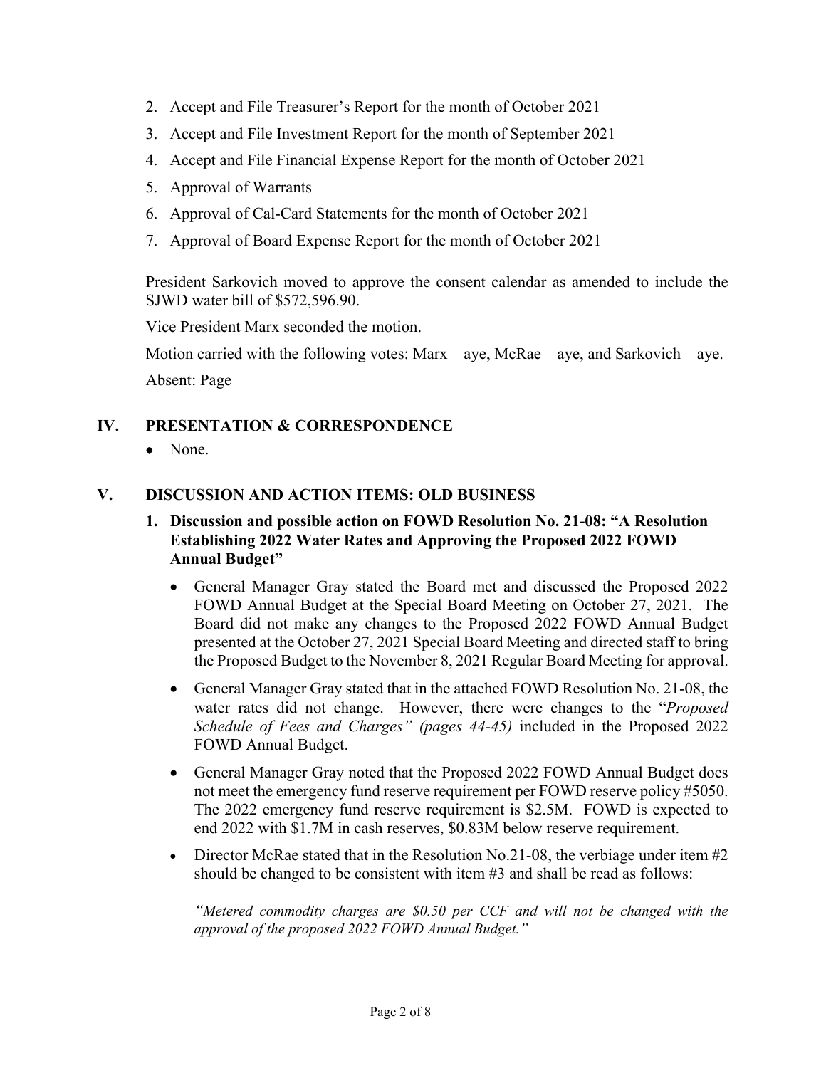2. Accept and File Treasurer's Report for the month of October 2021
3. Accept and File Investment Report for the month of September 2021
4. Accept and File Financial Expense Report for the month of October 2021
5. Approval of Warrants
6. Approval of Cal-Card Statements for the month of October 2021
7. Approval of Board Expense Report for the month of October 2021

President Sarkovich moved to approve the consent calendar as amended to include the SJWD water bill of $572,596.90.

Vice President Marx seconded the motion.

Motion carried with the following votes: Marx – aye, McRae – aye, and Sarkovich – aye.

Absent: Page

## IV. PRESENTATION & CORRESPONDENCE

- None.

## V. DISCUSSION AND ACTION ITEMS: OLD BUSINESS

### 1. Discussion and possible action on FOWD Resolution No. 21-08: "A Resolution Establishing 2022 Water Rates and Approving the Proposed 2022 FOWD Annual Budget"

- General Manager Gray stated the Board met and discussed the Proposed 2022 FOWD Annual Budget at the Special Board Meeting on October 27, 2021. The Board did not make any changes to the Proposed 2022 FOWD Annual Budget presented at the October 27, 2021 Special Board Meeting and directed staff to bring the Proposed Budget to the November 8, 2021 Regular Board Meeting for approval.
- General Manager Gray stated that in the attached FOWD Resolution No. 21-08, the water rates did not change. However, there were changes to the "*Proposed Schedule of Fees and Charges" (pages 44-45)* included in the Proposed 2022 FOWD Annual Budget.
- General Manager Gray noted that the Proposed 2022 FOWD Annual Budget does not meet the emergency fund reserve requirement per FOWD reserve policy #5050. The 2022 emergency fund reserve requirement is $2.5M. FOWD is expected to end 2022 with $1.7M in cash reserves, $0.83M below reserve requirement.
- Director McRae stated that in the Resolution No.21-08, the verbiage under item #2 should be changed to be consistent with item #3 and shall be read as follows:

  *"Metered commodity charges are $0.50 per CCF and will not be changed with the approval of the proposed 2022 FOWD Annual Budget."*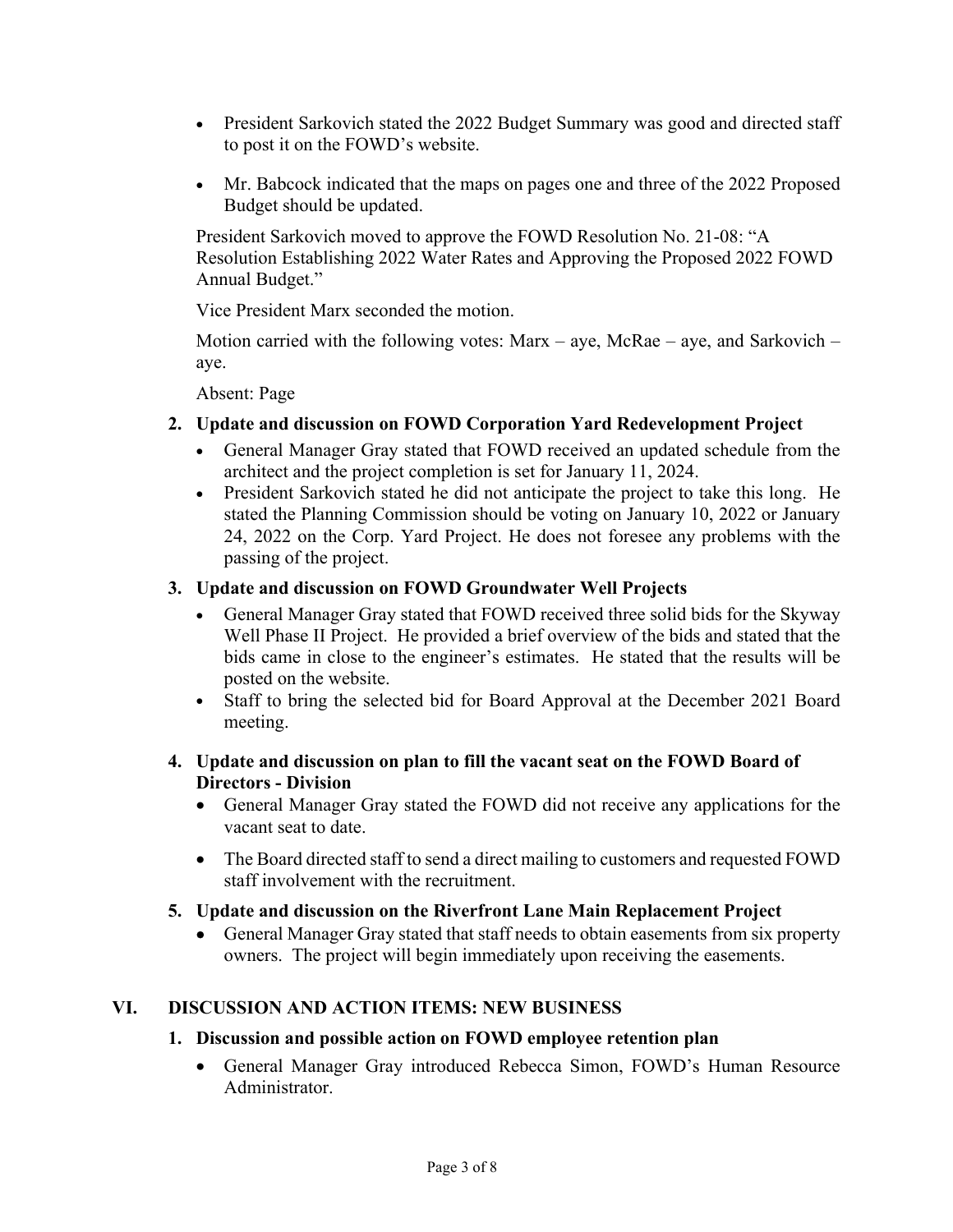- President Sarkovich stated the 2022 Budget Summary was good and directed staff to post it on the FOWD's website.

- Mr. Babcock indicated that the maps on pages one and three of the 2022 Proposed Budget should be updated.

President Sarkovich moved to approve the FOWD Resolution No. 21-08: "A Resolution Establishing 2022 Water Rates and Approving the Proposed 2022 FOWD Annual Budget."

Vice President Marx seconded the motion.

Motion carried with the following votes: Marx – aye, McRae – aye, and Sarkovich – aye.

Absent: Page

**2. Update and discussion on FOWD Corporation Yard Redevelopment Project**

- General Manager Gray stated that FOWD received an updated schedule from the architect and the project completion is set for January 11, 2024.
- President Sarkovich stated he did not anticipate the project to take this long. He stated the Planning Commission should be voting on January 10, 2022 or January 24, 2022 on the Corp. Yard Project. He does not foresee any problems with the passing of the project.

**3. Update and discussion on FOWD Groundwater Well Projects**

- General Manager Gray stated that FOWD received three solid bids for the Skyway Well Phase II Project. He provided a brief overview of the bids and stated that the bids came in close to the engineer's estimates. He stated that the results will be posted on the website.
- Staff to bring the selected bid for Board Approval at the December 2021 Board meeting.

**4. Update and discussion on plan to fill the vacant seat on the FOWD Board of Directors - Division**

- General Manager Gray stated the FOWD did not receive any applications for the vacant seat to date.

- The Board directed staff to send a direct mailing to customers and requested FOWD staff involvement with the recruitment.

**5. Update and discussion on the Riverfront Lane Main Replacement Project**

- General Manager Gray stated that staff needs to obtain easements from six property owners. The project will begin immediately upon receiving the easements.

## VI. DISCUSSION AND ACTION ITEMS: NEW BUSINESS

**1. Discussion and possible action on FOWD employee retention plan**

- General Manager Gray introduced Rebecca Simon, FOWD's Human Resource Administrator.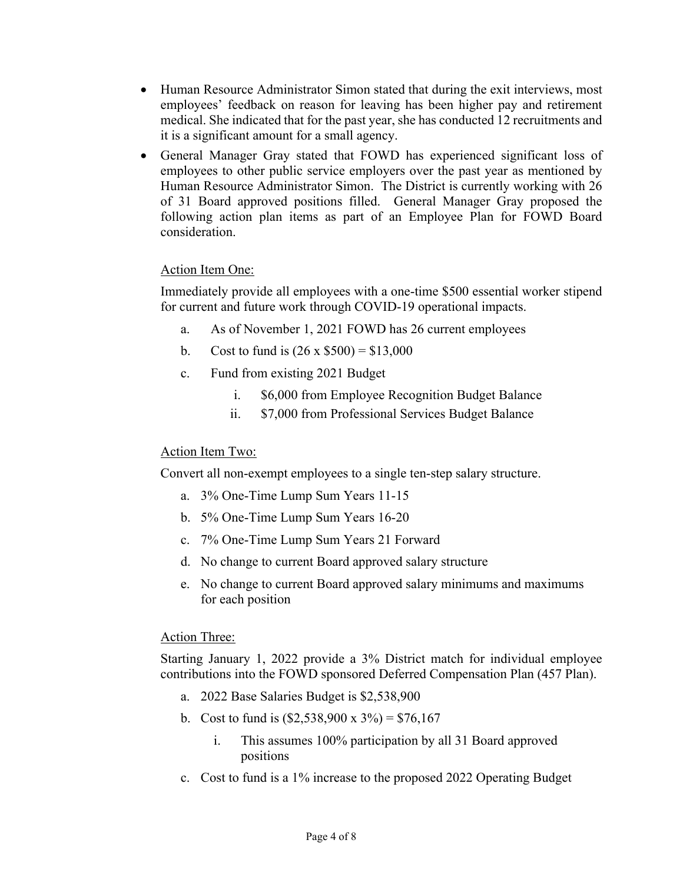- Human Resource Administrator Simon stated that during the exit interviews, most employees' feedback on reason for leaving has been higher pay and retirement medical. She indicated that for the past year, she has conducted 12 recruitments and it is a significant amount for a small agency.
- General Manager Gray stated that FOWD has experienced significant loss of employees to other public service employers over the past year as mentioned by Human Resource Administrator Simon. The District is currently working with 26 of 31 Board approved positions filled. General Manager Gray proposed the following action plan items as part of an Employee Plan for FOWD Board consideration.

  Action Item One:

  Immediately provide all employees with a one-time $500 essential worker stipend for current and future work through COVID-19 operational impacts.

  a. As of November 1, 2021 FOWD has 26 current employees
  b. Cost to fund is (26 x $500) = $13,000
  c. Fund from existing 2021 Budget
     i. $6,000 from Employee Recognition Budget Balance
     ii. $7,000 from Professional Services Budget Balance

  Action Item Two:

  Convert all non-exempt employees to a single ten-step salary structure.

  a. 3% One-Time Lump Sum Years 11-15
  b. 5% One-Time Lump Sum Years 16-20
  c. 7% One-Time Lump Sum Years 21 Forward
  d. No change to current Board approved salary structure
  e. No change to current Board approved salary minimums and maximums for each position

  Action Three:

  Starting January 1, 2022 provide a 3% District match for individual employee contributions into the FOWD sponsored Deferred Compensation Plan (457 Plan).

  a. 2022 Base Salaries Budget is $2,538,900
  b. Cost to fund is ($2,538,900 x 3%) = $76,167
     i. This assumes 100% participation by all 31 Board approved positions
  c. Cost to fund is a 1% increase to the proposed 2022 Operating Budget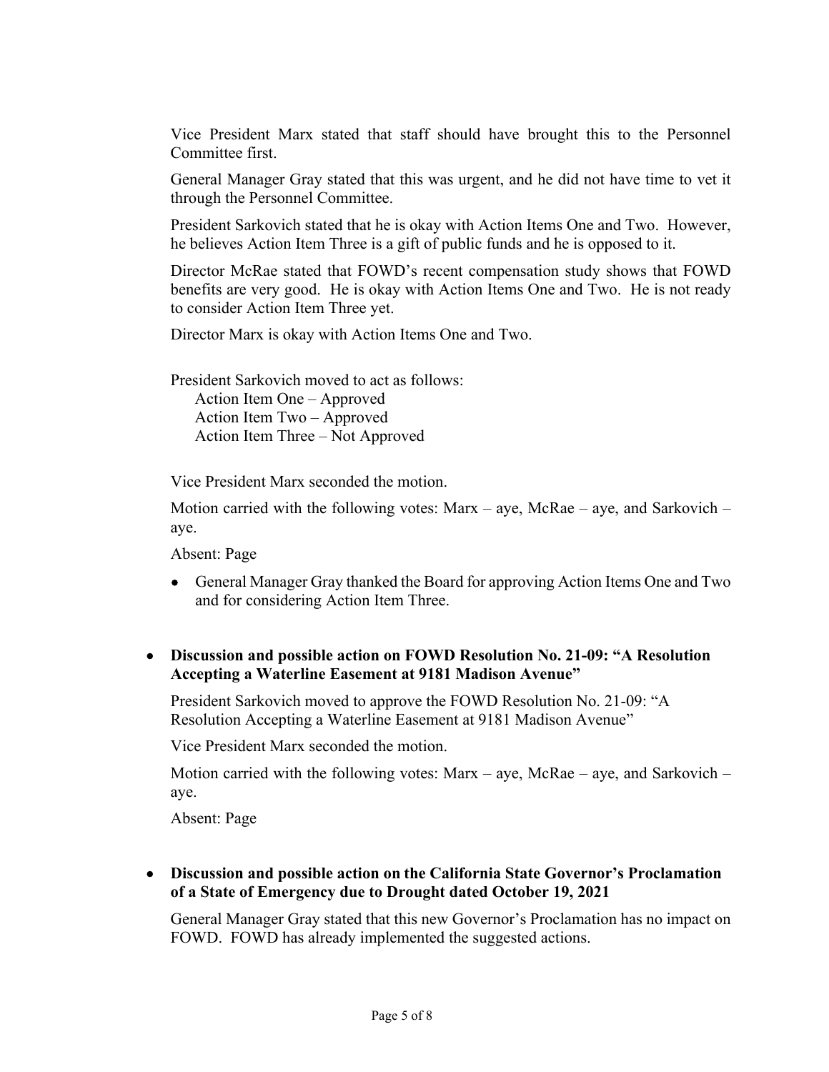Vice President Marx stated that staff should have brought this to the Personnel Committee first.

General Manager Gray stated that this was urgent, and he did not have time to vet it through the Personnel Committee.

President Sarkovich stated that he is okay with Action Items One and Two. However, he believes Action Item Three is a gift of public funds and he is opposed to it.

Director McRae stated that FOWD's recent compensation study shows that FOWD benefits are very good. He is okay with Action Items One and Two. He is not ready to consider Action Item Three yet.

Director Marx is okay with Action Items One and Two.

President Sarkovich moved to act as follows:
Action Item One – Approved
Action Item Two – Approved
Action Item Three – Not Approved

Vice President Marx seconded the motion.

Motion carried with the following votes: Marx – aye, McRae – aye, and Sarkovich – aye.

Absent: Page

- General Manager Gray thanked the Board for approving Action Items One and Two and for considering Action Item Three.

- **Discussion and possible action on FOWD Resolution No. 21-09: "A Resolution Accepting a Waterline Easement at 9181 Madison Avenue"**

President Sarkovich moved to approve the FOWD Resolution No. 21-09: "A Resolution Accepting a Waterline Easement at 9181 Madison Avenue"

Vice President Marx seconded the motion.

Motion carried with the following votes: Marx – aye, McRae – aye, and Sarkovich – aye.

Absent: Page

- **Discussion and possible action on the California State Governor's Proclamation of a State of Emergency due to Drought dated October 19, 2021**

General Manager Gray stated that this new Governor's Proclamation has no impact on FOWD. FOWD has already implemented the suggested actions.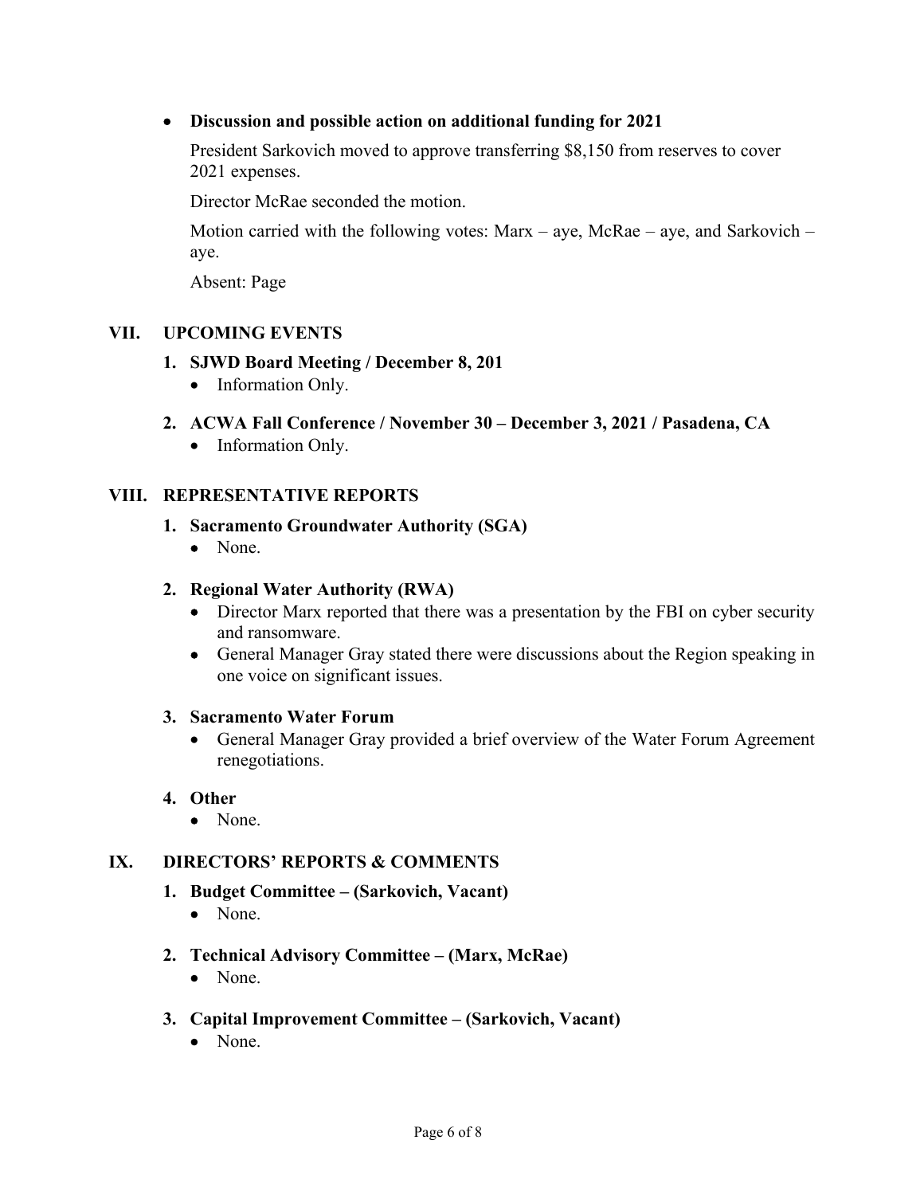- **Discussion and possible action on additional funding for 2021**

  President Sarkovich moved to approve transferring $8,150 from reserves to cover 2021 expenses.

  Director McRae seconded the motion.

  Motion carried with the following votes: Marx – aye, McRae – aye, and Sarkovich – aye.

  Absent: Page

## VII. UPCOMING EVENTS

1. **SJWD Board Meeting / December 8, 201**
   - Information Only.
2. **ACWA Fall Conference / November 30 – December 3, 2021 / Pasadena, CA**
   - Information Only.

## VIII. REPRESENTATIVE REPORTS

1. **Sacramento Groundwater Authority (SGA)**
   - None.
2. **Regional Water Authority (RWA)**
   - Director Marx reported that there was a presentation by the FBI on cyber security and ransomware.
   - General Manager Gray stated there were discussions about the Region speaking in one voice on significant issues.
3. **Sacramento Water Forum**
   - General Manager Gray provided a brief overview of the Water Forum Agreement renegotiations.
4. **Other**
   - None.

## IX. DIRECTORS' REPORTS & COMMENTS

1. **Budget Committee – (Sarkovich, Vacant)**
   - None.
2. **Technical Advisory Committee – (Marx, McRae)**
   - None.
3. **Capital Improvement Committee – (Sarkovich, Vacant)**
   - None.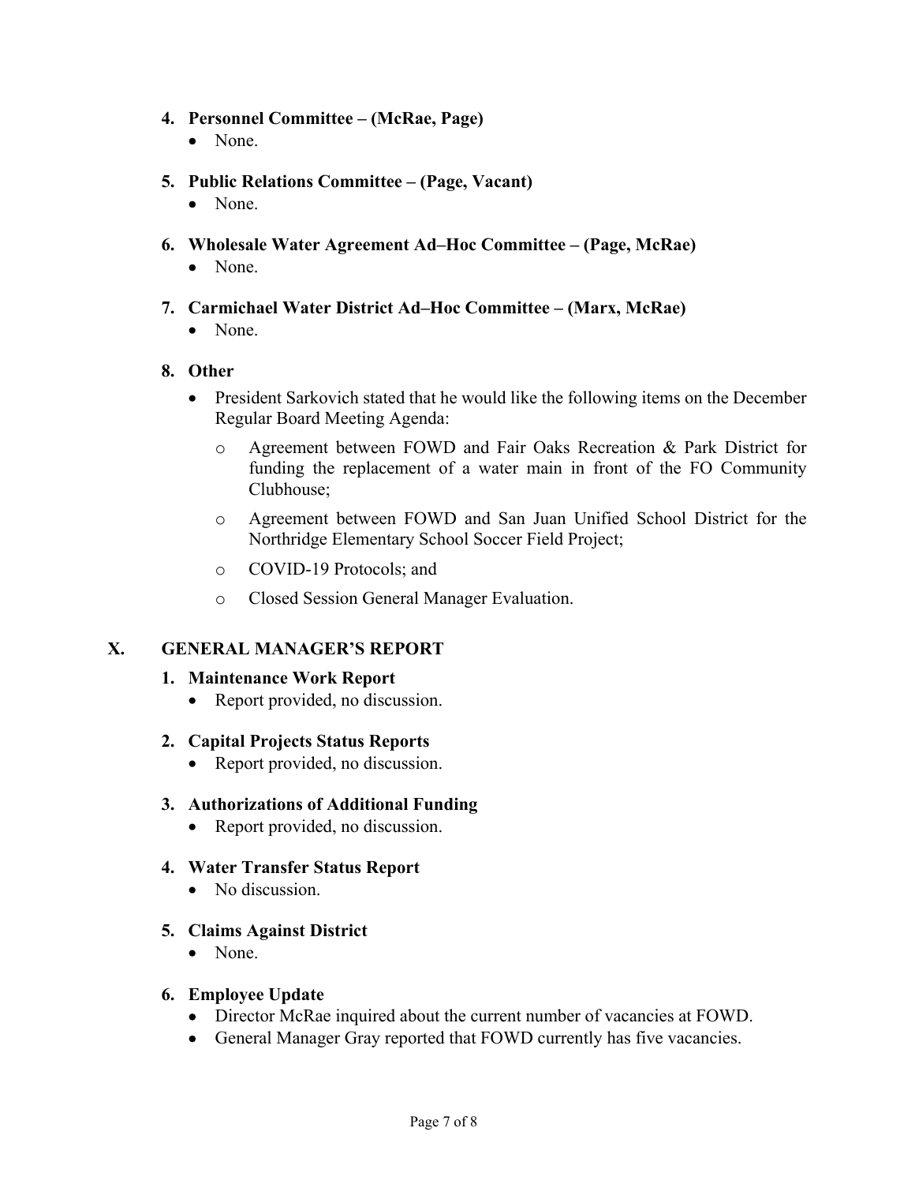**4. Personnel Committee – (McRae, Page)**

- None.

**5. Public Relations Committee – (Page, Vacant)**

- None.

**6. Wholesale Water Agreement Ad–Hoc Committee – (Page, McRae)**

- None.

**7. Carmichael Water District Ad–Hoc Committee – (Marx, McRae)**

- None.

**8. Other**

- President Sarkovich stated that he would like the following items on the December Regular Board Meeting Agenda:
  - Agreement between FOWD and Fair Oaks Recreation & Park District for funding the replacement of a water main in front of the FO Community Clubhouse;
  - Agreement between FOWD and San Juan Unified School District for the Northridge Elementary School Soccer Field Project;
  - COVID-19 Protocols; and
  - Closed Session General Manager Evaluation.

## X. GENERAL MANAGER'S REPORT

**1. Maintenance Work Report**

- Report provided, no discussion.

**2. Capital Projects Status Reports**

- Report provided, no discussion.

**3. Authorizations of Additional Funding**

- Report provided, no discussion.

**4. Water Transfer Status Report**

- No discussion.

**5. Claims Against District**

- None.

**6. Employee Update**

- Director McRae inquired about the current number of vacancies at FOWD.
- General Manager Gray reported that FOWD currently has five vacancies.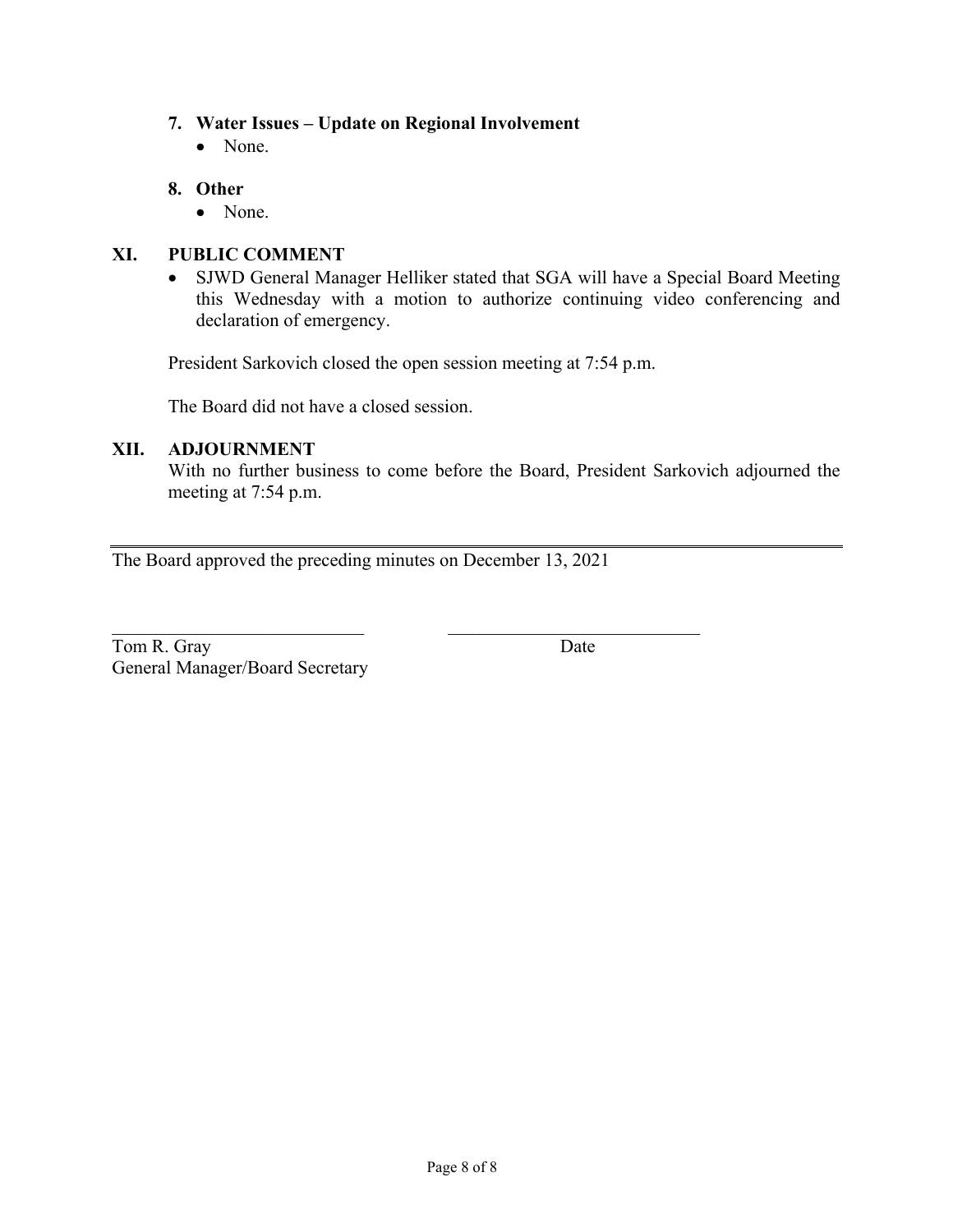7. **Water Issues – Update on Regional Involvement**
   - None.

8. **Other**
   - None.

## XI. PUBLIC COMMENT

- SJWD General Manager Helliker stated that SGA will have a Special Board Meeting this Wednesday with a motion to authorize continuing video conferencing and declaration of emergency.

President Sarkovich closed the open session meeting at 7:54 p.m.

The Board did not have a closed session.

## XII. ADJOURNMENT

With no further business to come before the Board, President Sarkovich adjourned the meeting at 7:54 p.m.

---

The Board approved the preceding minutes on December 13, 2021

\_\_\_\_\_\_\_\_\_\_\_\_\_\_\_\_\_\_\_\_\_\_\_\_\_\_\_\_ \_\_\_\_\_\_\_\_\_\_\_\_\_\_\_\_\_\_\_\_\_\_\_\_\_\_\_\_

Tom R. Gray Date
General Manager/Board Secretary